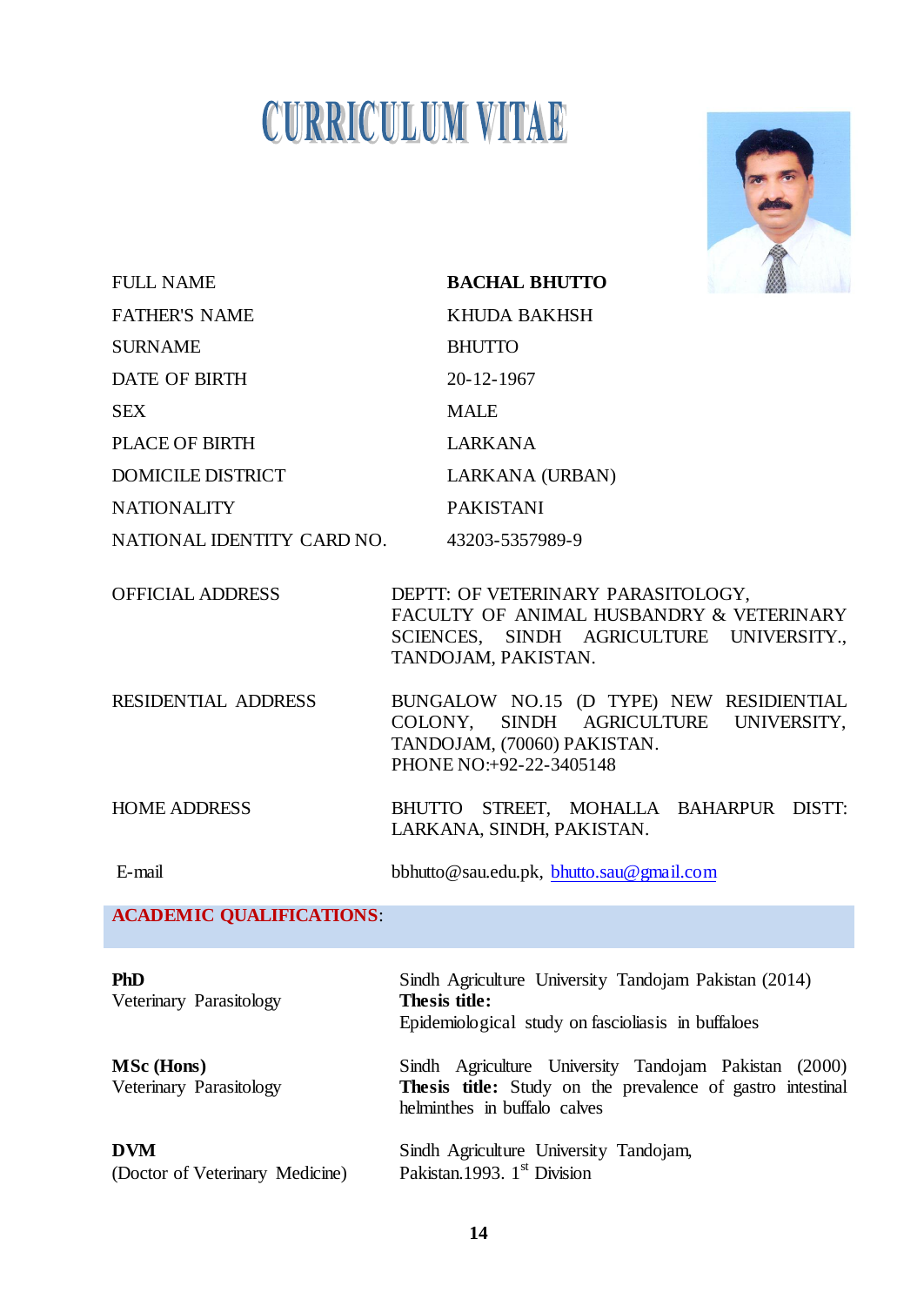# CURRICULUM VITAE

| | |
|---|---|
| FULL NAME | **BACHAL BHUTTO** |
| FATHER'S NAME | KHUDA BAKHSH |
| SURNAME | BHUTTO |
| DATE OF BIRTH | 20-12-1967 |
| SEX | MALE |
| PLACE OF BIRTH | LARKANA |
| DOMICILE DISTRICT | LARKANA (URBAN) |
| NATIONALITY | PAKISTANI |
| NATIONAL IDENTITY CARD NO. | 43203-5357989-9 |

| | |
|---|---|
| OFFICIAL ADDRESS | DEPTT: OF VETERINARY PARASITOLOGY, FACULTY OF ANIMAL HUSBANDRY & VETERINARY SCIENCES, SINDH AGRICULTURE UNIVERSITY., TANDOJAM, PAKISTAN. |
| RESIDENTIAL ADDRESS | BUNGALOW NO.15 (D TYPE) NEW RESIDIENTIAL COLONY, SINDH AGRICULTURE UNIVERSITY, TANDOJAM, (70060) PAKISTAN. PHONE NO:+92-22-3405148 |
| HOME ADDRESS | BHUTTO STREET, MOHALLA BAHARPUR DISTT: LARKANA, SINDH, PAKISTAN. |
| E-mail | bbhutto@sau.edu.pk, bhutto.sau@gmail.com |

## ACADEMIC QUALIFICATIONS:

| | |
|---|---|
| **PhD** Veterinary Parasitology | Sindh Agriculture University Tandojam Pakistan (2014) **Thesis title:** Epidemiological study on fascioliasis in buffaloes |
| **MSc (Hons)** Veterinary Parasitology | Sindh Agriculture University Tandojam Pakistan (2000) **Thesis title:** Study on the prevalence of gastro intestinal helminthes in buffalo calves |
| **DVM** (Doctor of Veterinary Medicine) | Sindh Agriculture University Tandojam, Pakistan.1993. 1st Division |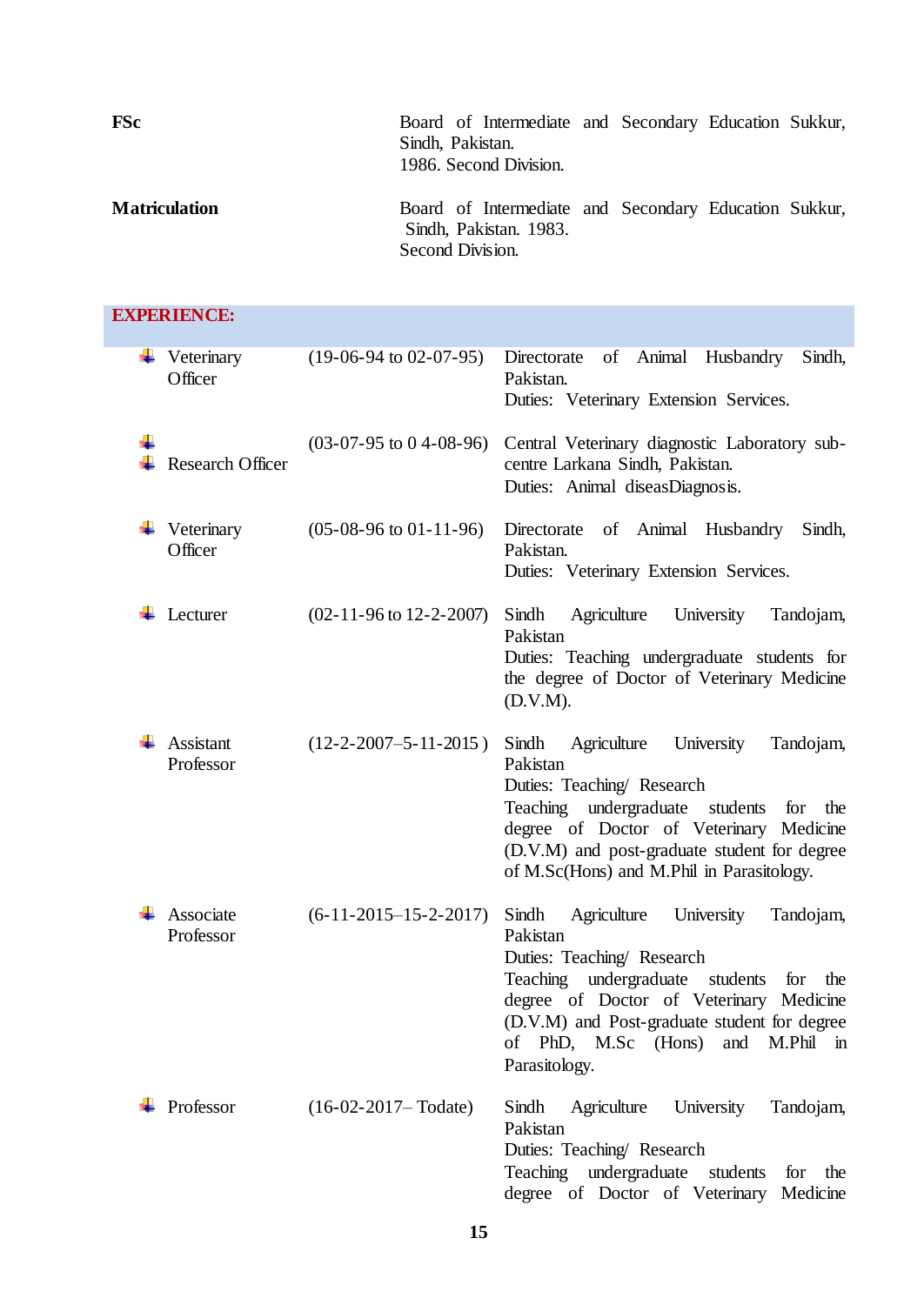| | |
|---|---|
| **FSc** | Board of Intermediate and Secondary Education Sukkur, Sindh, Pakistan.<br>1986. Second Division. |
| **Matriculation** | Board of Intermediate and Secondary Education Sukkur, Sindh, Pakistan. 1983.<br>Second Division. |

## EXPERIENCE:

| Position | Period | Institution / Duties |
|---|---|---|
| Veterinary Officer | (19-06-94 to 02-07-95) | Directorate of Animal Husbandry Sindh, Pakistan.<br>Duties: Veterinary Extension Services. |
| Research Officer | (03-07-95 to 0 4-08-96) | Central Veterinary diagnostic Laboratory sub-centre Larkana Sindh, Pakistan.<br>Duties: Animal diseasDiagnosis. |
| Veterinary Officer | (05-08-96 to 01-11-96) | Directorate of Animal Husbandry Sindh, Pakistan.<br>Duties: Veterinary Extension Services. |
| Lecturer | (02-11-96 to 12-2-2007) | Sindh Agriculture University Tandojam, Pakistan<br>Duties: Teaching undergraduate students for the degree of Doctor of Veterinary Medicine (D.V.M). |
| Assistant Professor | (12-2-2007–5-11-2015 ) | Sindh Agriculture University Tandojam, Pakistan<br>Duties: Teaching/ Research<br>Teaching undergraduate students for the degree of Doctor of Veterinary Medicine (D.V.M) and post-graduate student for degree of M.Sc(Hons) and M.Phil in Parasitology. |
| Associate Professor | (6-11-2015–15-2-2017) | Sindh Agriculture University Tandojam, Pakistan<br>Duties: Teaching/ Research<br>Teaching undergraduate students for the degree of Doctor of Veterinary Medicine (D.V.M) and Post-graduate student for degree of PhD, M.Sc (Hons) and M.Phil in Parasitology. |
| Professor | (16-02-2017– Todate) | Sindh Agriculture University Tandojam, Pakistan<br>Duties: Teaching/ Research<br>Teaching undergraduate students for the degree of Doctor of Veterinary Medicine |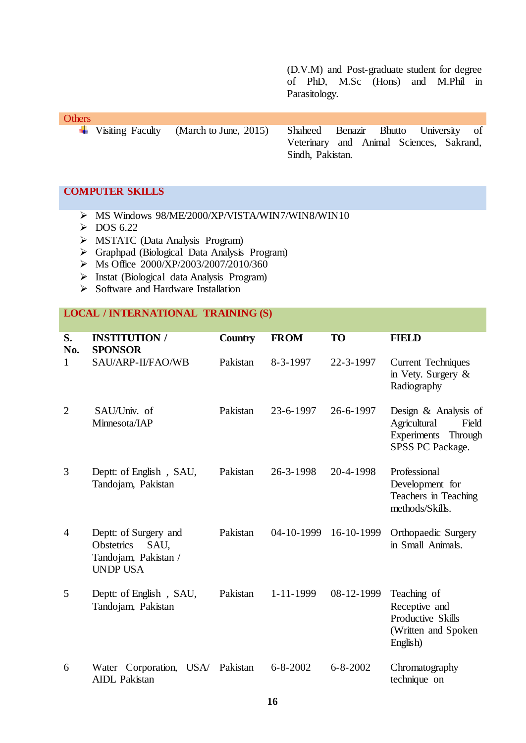(D.V.M) and Post-graduate student for degree of PhD, M.Sc (Hons) and M.Phil in Parasitology.

## Others

- Visiting Faculty (March to June, 2015) — Shaheed Benazir Bhutto University of Veterinary and Animal Sciences, Sakrand, Sindh, Pakistan.

## COMPUTER SKILLS

- MS Windows 98/ME/2000/XP/VISTA/WIN7/WIN8/WIN10
- DOS 6.22
- MSTATC (Data Analysis Program)
- Graphpad (Biological Data Analysis Program)
- Ms Office 2000/XP/2003/2007/2010/360
- Instat (Biological data Analysis Program)
- Software and Hardware Installation

## LOCAL / INTERNATIONAL TRAINING (S)

| S. No. | INSTITUTION / SPONSOR | Country | FROM | TO | FIELD |
|---|---|---|---|---|---|
| 1 | SAU/ARP-II/FAO/WB | Pakistan | 8-3-1997 | 22-3-1997 | Current Techniques in Vety. Surgery & Radiography |
| 2 | SAU/Univ. of Minnesota/IAP | Pakistan | 23-6-1997 | 26-6-1997 | Design & Analysis of Agricultural Field Experiments Through SPSS PC Package. |
| 3 | Deptt: of English , SAU, Tandojam, Pakistan | Pakistan | 26-3-1998 | 20-4-1998 | Professional Development for Teachers in Teaching methods/Skills. |
| 4 | Deptt: of Surgery and Obstetrics SAU, Tandojam, Pakistan / UNDP USA | Pakistan | 04-10-1999 | 16-10-1999 | Orthopaedic Surgery in Small Animals. |
| 5 | Deptt: of English , SAU, Tandojam, Pakistan | Pakistan | 1-11-1999 | 08-12-1999 | Teaching of Receptive and Productive Skills (Written and Spoken English) |
| 6 | Water Corporation, USA/ AIDL Pakistan | Pakistan | 6-8-2002 | 6-8-2002 | Chromatography technique on |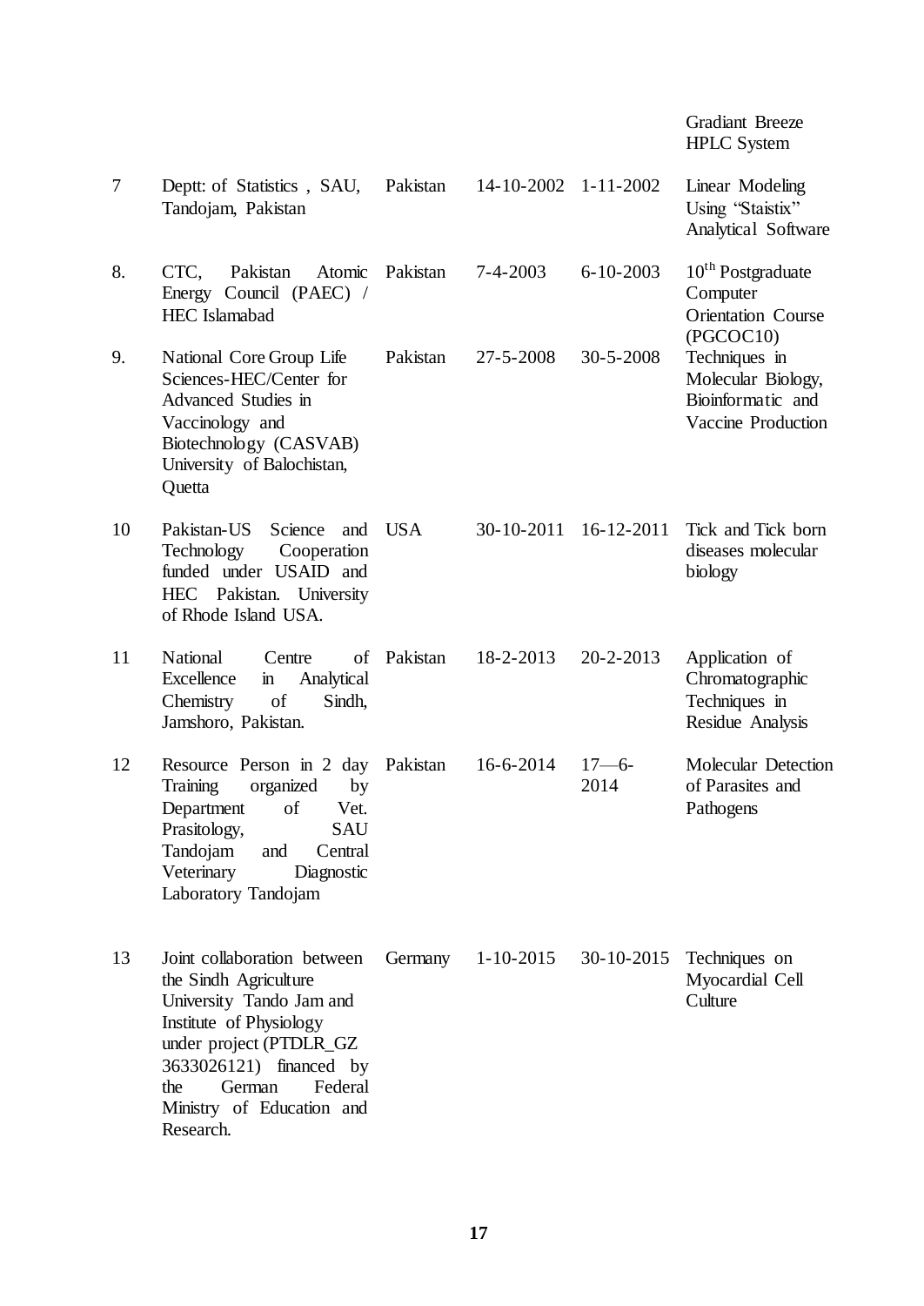| | | | | | |
|---|---|---|---|---|---|
| | | | | | Gradiant Breeze HPLC System |
| 7 | Deptt: of Statistics , SAU, Tandojam, Pakistan | Pakistan | 14-10-2002 | 1-11-2002 | Linear Modeling Using "Staistix" Analytical Software |
| 8. | CTC, Pakistan Atomic Energy Council (PAEC) / HEC Islamabad | Pakistan | 7-4-2003 | 6-10-2003 | 10th Postgraduate Computer Orientation Course (PGCOC10) |
| 9. | National Core Group Life Sciences-HEC/Center for Advanced Studies in Vaccinology and Biotechnology (CASVAB) University of Balochistan, Quetta | Pakistan | 27-5-2008 | 30-5-2008 | Techniques in Molecular Biology, Bioinformatic and Vaccine Production |
| 10 | Pakistan-US Science and Technology Cooperation funded under USAID and HEC Pakistan. University of Rhode Island USA. | USA | 30-10-2011 | 16-12-2011 | Tick and Tick born diseases molecular biology |
| 11 | National Centre of Excellence in Analytical Chemistry of Sindh, Jamshoro, Pakistan. | Pakistan | 18-2-2013 | 20-2-2013 | Application of Chromatographic Techniques in Residue Analysis |
| 12 | Resource Person in 2 day Training organized by Department of Vet. Prasitology, SAU Tandojam and Central Veterinary Diagnostic Laboratory Tandojam | Pakistan | 16-6-2014 | 17—6-2014 | Molecular Detection of Parasites and Pathogens |
| 13 | Joint collaboration between the Sindh Agriculture University Tando Jam and Institute of Physiology under project (PTDLR_GZ 3633026121) financed by the German Federal Ministry of Education and Research. | Germany | 1-10-2015 | 30-10-2015 | Techniques on Myocardial Cell Culture |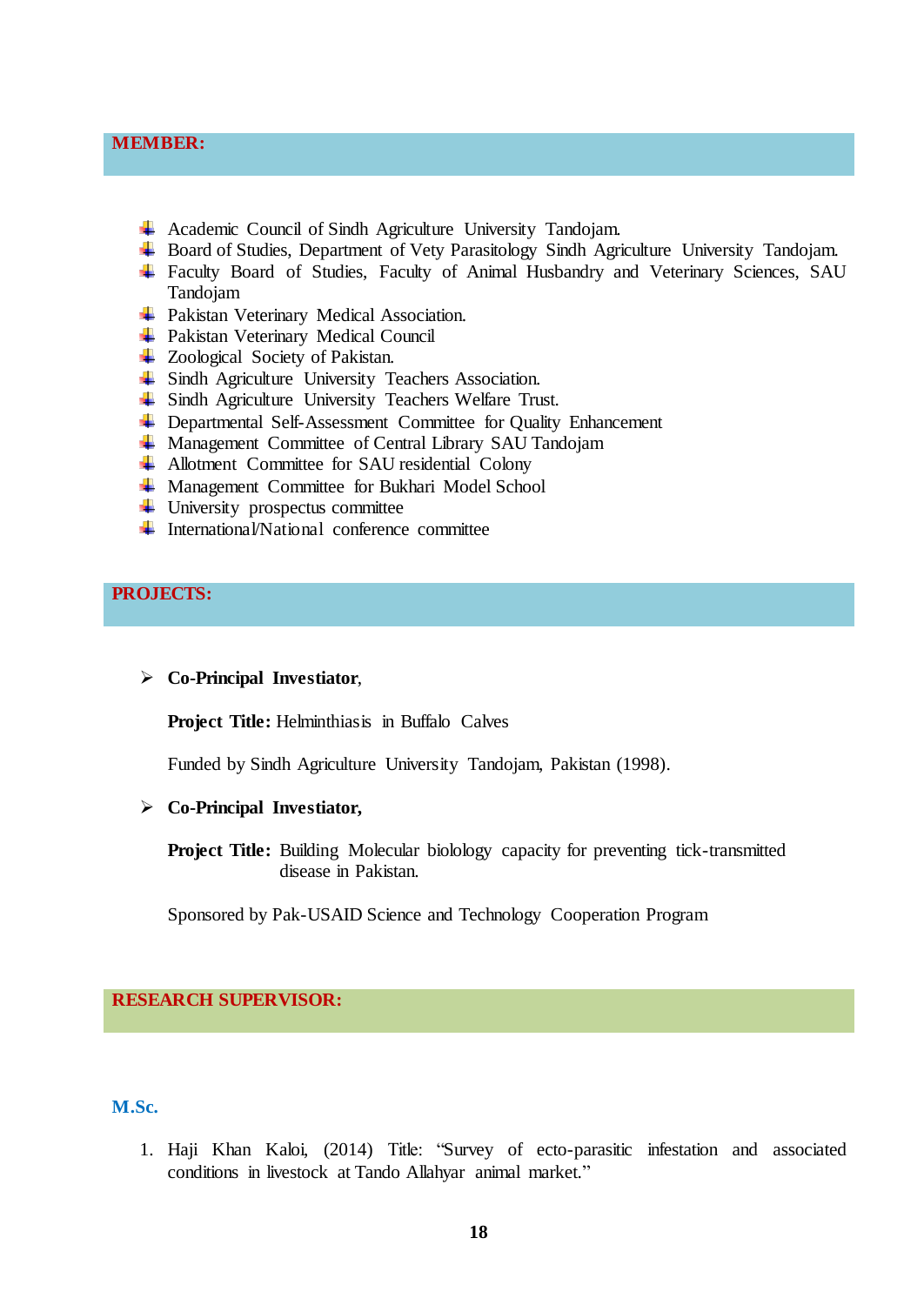## MEMBER:

- Academic Council of Sindh Agriculture University Tandojam.
- Board of Studies, Department of Vety Parasitology Sindh Agriculture University Tandojam.
- Faculty Board of Studies, Faculty of Animal Husbandry and Veterinary Sciences, SAU Tandojam
- Pakistan Veterinary Medical Association.
- Pakistan Veterinary Medical Council
- Zoological Society of Pakistan.
- Sindh Agriculture University Teachers Association.
- Sindh Agriculture University Teachers Welfare Trust.
- Departmental Self-Assessment Committee for Quality Enhancement
- Management Committee of Central Library SAU Tandojam
- Allotment Committee for SAU residential Colony
- Management Committee for Bukhari Model School
- University prospectus committee
- International/National conference committee

## PROJECTS:

- **Co-Principal Investiator**,

  **Project Title:** Helminthiasis in Buffalo Calves

  Funded by Sindh Agriculture University Tandojam, Pakistan (1998).

- **Co-Principal Investiator,**

  **Project Title:** Building Molecular biolology capacity for preventing tick-transmitted disease in Pakistan.

  Sponsored by Pak-USAID Science and Technology Cooperation Program

## RESEARCH SUPERVISOR:

### M.Sc.

1. Haji Khan Kaloi, (2014) Title: "Survey of ecto-parasitic infestation and associated conditions in livestock at Tando Allahyar animal market."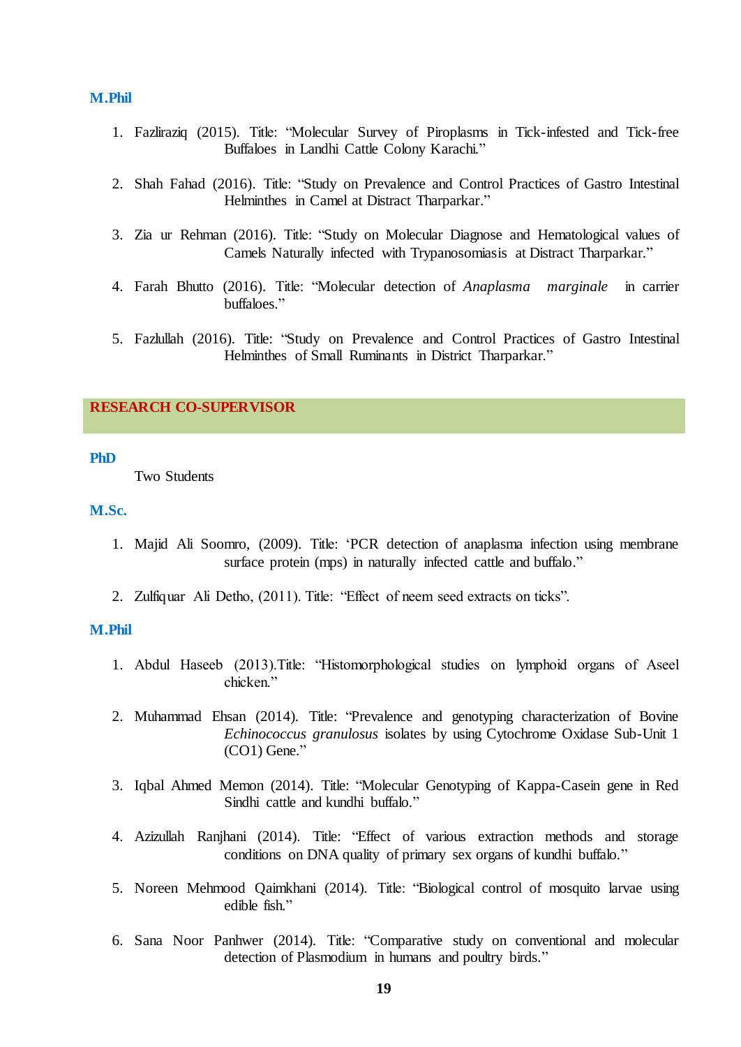### M.Phil

1. Fazliraziq (2015). Title: "Molecular Survey of Piroplasms in Tick-infested and Tick-free Buffaloes in Landhi Cattle Colony Karachi."

2. Shah Fahad (2016). Title: "Study on Prevalence and Control Practices of Gastro Intestinal Helminthes in Camel at Distract Tharparkar."

3. Zia ur Rehman (2016). Title: "Study on Molecular Diagnose and Hematological values of Camels Naturally infected with Trypanosomiasis at Distract Tharparkar."

4. Farah Bhutto (2016). Title: "Molecular detection of *Anaplasma marginale* in carrier buffaloes."

5. Fazlullah (2016). Title: "Study on Prevalence and Control Practices of Gastro Intestinal Helminthes of Small Ruminants in District Tharparkar."

## RESEARCH CO-SUPERVISOR

### PhD

Two Students

### M.Sc.

1. Majid Ali Soomro, (2009). Title: 'PCR detection of anaplasma infection using membrane surface protein (mps) in naturally infected cattle and buffalo."

2. Zulfiquar Ali Detho, (2011). Title: "Effect of neem seed extracts on ticks".

### M.Phil

1. Abdul Haseeb (2013).Title: "Histomorphological studies on lymphoid organs of Aseel chicken."

2. Muhammad Ehsan (2014). Title: "Prevalence and genotyping characterization of Bovine *Echinococcus granulosus* isolates by using Cytochrome Oxidase Sub-Unit 1 (CO1) Gene."

3. Iqbal Ahmed Memon (2014). Title: "Molecular Genotyping of Kappa-Casein gene in Red Sindhi cattle and kundhi buffalo."

4. Azizullah Ranjhani (2014). Title: "Effect of various extraction methods and storage conditions on DNA quality of primary sex organs of kundhi buffalo."

5. Noreen Mehmood Qaimkhani (2014). Title: "Biological control of mosquito larvae using edible fish."

6. Sana Noor Panhwer (2014). Title: "Comparative study on conventional and molecular detection of Plasmodium in humans and poultry birds."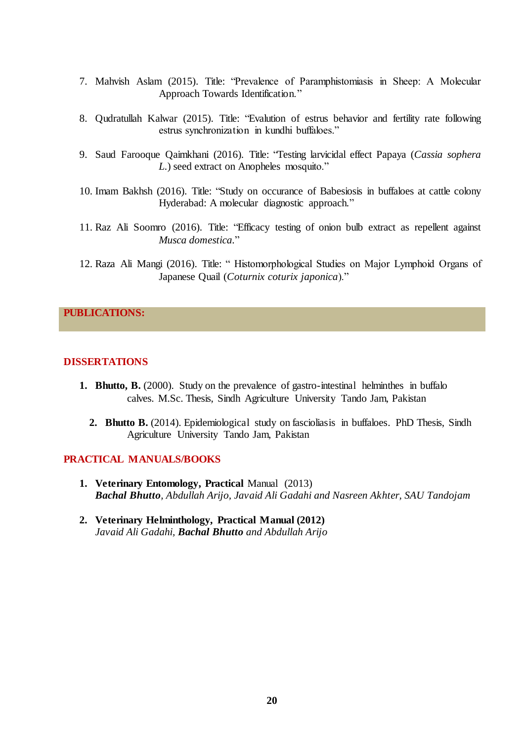7. Mahvish Aslam (2015). Title: "Prevalence of Paramphistomiasis in Sheep: A Molecular Approach Towards Identification."

8. Qudratullah Kalwar (2015). Title: "Evalution of estrus behavior and fertility rate following estrus synchronization in kundhi buffaloes."

9. Saud Farooque Qaimkhani (2016). Title: "Testing larvicidal effect Papaya (*Cassia sophera L.*) seed extract on Anopheles mosquito."

10. Imam Bakhsh (2016). Title: "Study on occurance of Babesiosis in buffaloes at cattle colony Hyderabad: A molecular diagnostic approach."

11. Raz Ali Soomro (2016). Title: "Efficacy testing of onion bulb extract as repellent against *Musca domestica*."

12. Raza Ali Mangi (2016). Title: " Histomorphological Studies on Major Lymphoid Organs of Japanese Quail (*Coturnix coturix japonica*)."

## PUBLICATIONS:

### DISSERTATIONS

1. **Bhutto, B.** (2000). Study on the prevalence of gastro-intestinal helminthes in buffalo calves. M.Sc. Thesis, Sindh Agriculture University Tando Jam, Pakistan

2. **Bhutto B.** (2014). Epidemiological study on fascioliasis in buffaloes. PhD Thesis, Sindh Agriculture University Tando Jam, Pakistan

### PRACTICAL MANUALS/BOOKS

1. **Veterinary Entomology, Practical** Manual (2013)
   ***Bachal Bhutto****, Abdullah Arijo, Javaid Ali Gadahi and Nasreen Akhter, SAU Tandojam*

2. **Veterinary Helminthology, Practical Manual (2012)**
   *Javaid Ali Gadahi,* ***Bachal Bhutto*** *and Abdullah Arijo*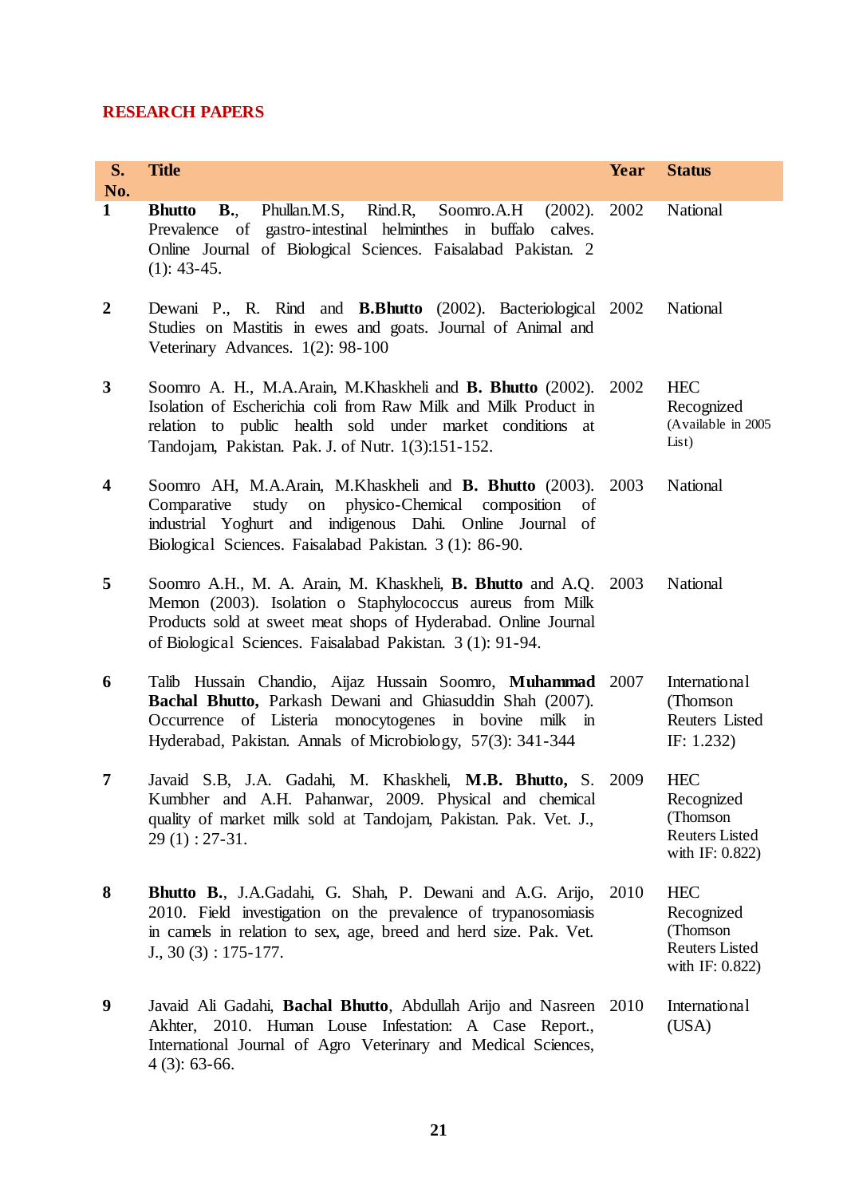## RESEARCH PAPERS

| S. No. | Title | Year | Status |
|---|---|---|---|
| 1 | **Bhutto B.**, Phullan.M.S, Rind.R, Soomro.A.H (2002). Prevalence of gastro-intestinal helminthes in buffalo calves. Online Journal of Biological Sciences. Faisalabad Pakistan. 2 (1): 43-45. | 2002 | National |
| 2 | Dewani P., R. Rind and **B.Bhutto** (2002). Bacteriological Studies on Mastitis in ewes and goats. Journal of Animal and Veterinary Advances. 1(2): 98-100 | 2002 | National |
| 3 | Soomro A. H., M.A.Arain, M.Khaskheli and **B. Bhutto** (2002). Isolation of Escherichia coli from Raw Milk and Milk Product in relation to public health sold under market conditions at Tandojam, Pakistan. Pak. J. of Nutr. 1(3):151-152. | 2002 | HEC Recognized (Available in 2005 List) |
| 4 | Soomro AH, M.A.Arain, M.Khaskheli and **B. Bhutto** (2003). Comparative study on physico-Chemical composition of industrial Yoghurt and indigenous Dahi. Online Journal of Biological Sciences. Faisalabad Pakistan. 3 (1): 86-90. | 2003 | National |
| 5 | Soomro A.H., M. A. Arain, M. Khaskheli, **B. Bhutto** and A.Q. Memon (2003). Isolation o Staphylococcus aureus from Milk Products sold at sweet meat shops of Hyderabad. Online Journal of Biological Sciences. Faisalabad Pakistan. 3 (1): 91-94. | 2003 | National |
| 6 | Talib Hussain Chandio, Aijaz Hussain Soomro, **Muhammad Bachal Bhutto,** Parkash Dewani and Ghiasuddin Shah (2007). Occurrence of Listeria monocytogenes in bovine milk in Hyderabad, Pakistan. Annals of Microbiology, 57(3): 341-344 | 2007 | International (Thomson Reuters Listed IF: 1.232) |
| 7 | Javaid S.B, J.A. Gadahi, M. Khaskheli, **M.B. Bhutto,** S. Kumbher and A.H. Pahanwar, 2009. Physical and chemical quality of market milk sold at Tandojam, Pakistan. Pak. Vet. J., 29 (1) : 27-31. | 2009 | HEC Recognized (Thomson Reuters Listed with IF: 0.822) |
| 8 | **Bhutto B.**, J.A.Gadahi, G. Shah, P. Dewani and A.G. Arijo, 2010. Field investigation on the prevalence of trypanosomiasis in camels in relation to sex, age, breed and herd size. Pak. Vet. J., 30 (3) : 175-177. | 2010 | HEC Recognized (Thomson Reuters Listed with IF: 0.822) |
| 9 | Javaid Ali Gadahi, **Bachal Bhutto**, Abdullah Arijo and Nasreen Akhter, 2010. Human Louse Infestation: A Case Report., International Journal of Agro Veterinary and Medical Sciences, 4 (3): 63-66. | 2010 | International (USA) |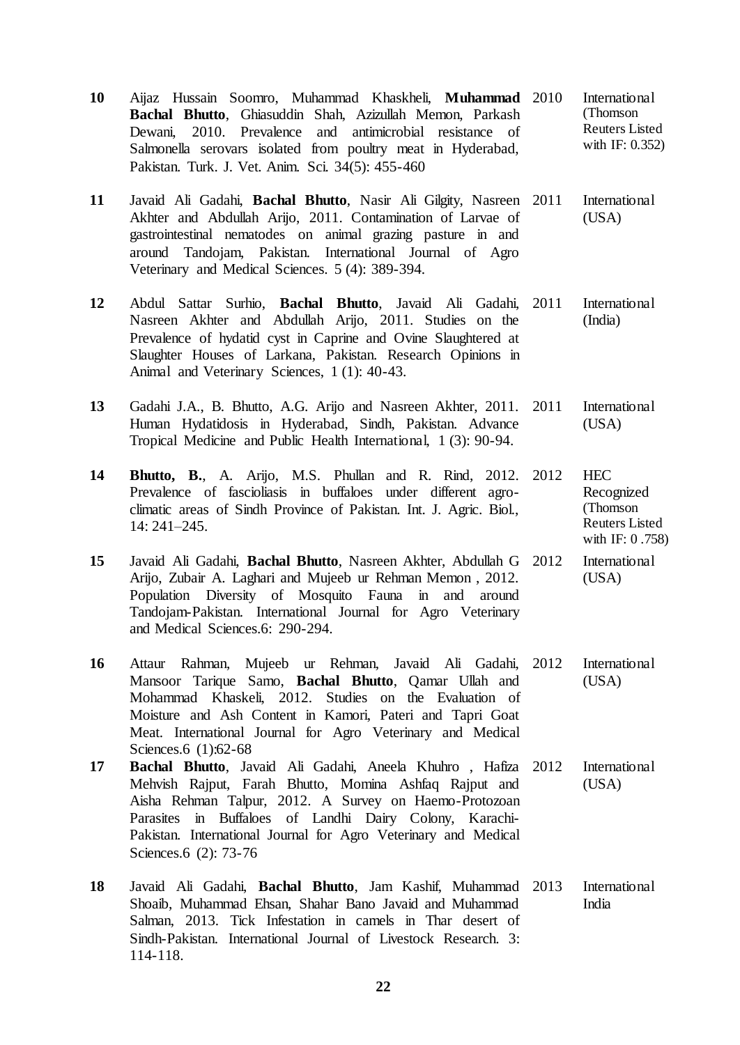| | | | |
|---|---|---|---|
| **10** | Aijaz Hussain Soomro, Muhammad Khaskheli, **Muhammad Bachal Bhutto**, Ghiasuddin Shah, Azizullah Memon, Parkash Dewani, 2010. Prevalence and antimicrobial resistance of Salmonella serovars isolated from poultry meat in Hyderabad, Pakistan. Turk. J. Vet. Anim. Sci. 34(5): 455-460 | 2010 | International (Thomson Reuters Listed with IF: 0.352) |
| **11** | Javaid Ali Gadahi, **Bachal Bhutto**, Nasir Ali Gilgity, Nasreen Akhter and Abdullah Arijo, 2011. Contamination of Larvae of gastrointestinal nematodes on animal grazing pasture in and around Tandojam, Pakistan. International Journal of Agro Veterinary and Medical Sciences. 5 (4): 389-394. | 2011 | International (USA) |
| **12** | Abdul Sattar Surhio, **Bachal Bhutto**, Javaid Ali Gadahi, Nasreen Akhter and Abdullah Arijo, 2011. Studies on the Prevalence of hydatid cyst in Caprine and Ovine Slaughtered at Slaughter Houses of Larkana, Pakistan. Research Opinions in Animal and Veterinary Sciences, 1 (1): 40-43. | 2011 | International (India) |
| **13** | Gadahi J.A., B. Bhutto, A.G. Arijo and Nasreen Akhter, 2011. Human Hydatidosis in Hyderabad, Sindh, Pakistan. Advance Tropical Medicine and Public Health International, 1 (3): 90-94. | 2011 | International (USA) |
| **14** | **Bhutto, B.**, A. Arijo, M.S. Phullan and R. Rind, 2012. Prevalence of fascioliasis in buffaloes under different agro-climatic areas of Sindh Province of Pakistan. Int. J. Agric. Biol., 14: 241–245. | 2012 | HEC Recognized (Thomson Reuters Listed with IF: 0 .758) |
| **15** | Javaid Ali Gadahi, **Bachal Bhutto**, Nasreen Akhter, Abdullah G Arijo, Zubair A. Laghari and Mujeeb ur Rehman Memon , 2012. Population Diversity of Mosquito Fauna in and around Tandojam-Pakistan. International Journal for Agro Veterinary and Medical Sciences.6: 290-294. | 2012 | International (USA) |
| **16** | Attaur Rahman, Mujeeb ur Rehman, Javaid Ali Gadahi, Mansoor Tarique Samo, **Bachal Bhutto**, Qamar Ullah and Mohammad Khaskeli, 2012. Studies on the Evaluation of Moisture and Ash Content in Kamori, Pateri and Tapri Goat Meat. International Journal for Agro Veterinary and Medical Sciences.6 (1):62-68 | 2012 | International (USA) |
| **17** | **Bachal Bhutto**, Javaid Ali Gadahi, Aneela Khuhro , Hafiza Mehvish Rajput, Farah Bhutto, Momina Ashfaq Rajput and Aisha Rehman Talpur, 2012. A Survey on Haemo-Protozoan Parasites in Buffaloes of Landhi Dairy Colony, Karachi-Pakistan. International Journal for Agro Veterinary and Medical Sciences.6 (2): 73-76 | 2012 | International (USA) |
| **18** | Javaid Ali Gadahi, **Bachal Bhutto**, Jam Kashif, Muhammad Shoaib, Muhammad Ehsan, Shahar Bano Javaid and Muhammad Salman, 2013. Tick Infestation in camels in Thar desert of Sindh-Pakistan. International Journal of Livestock Research. 3: 114-118. | 2013 | International India |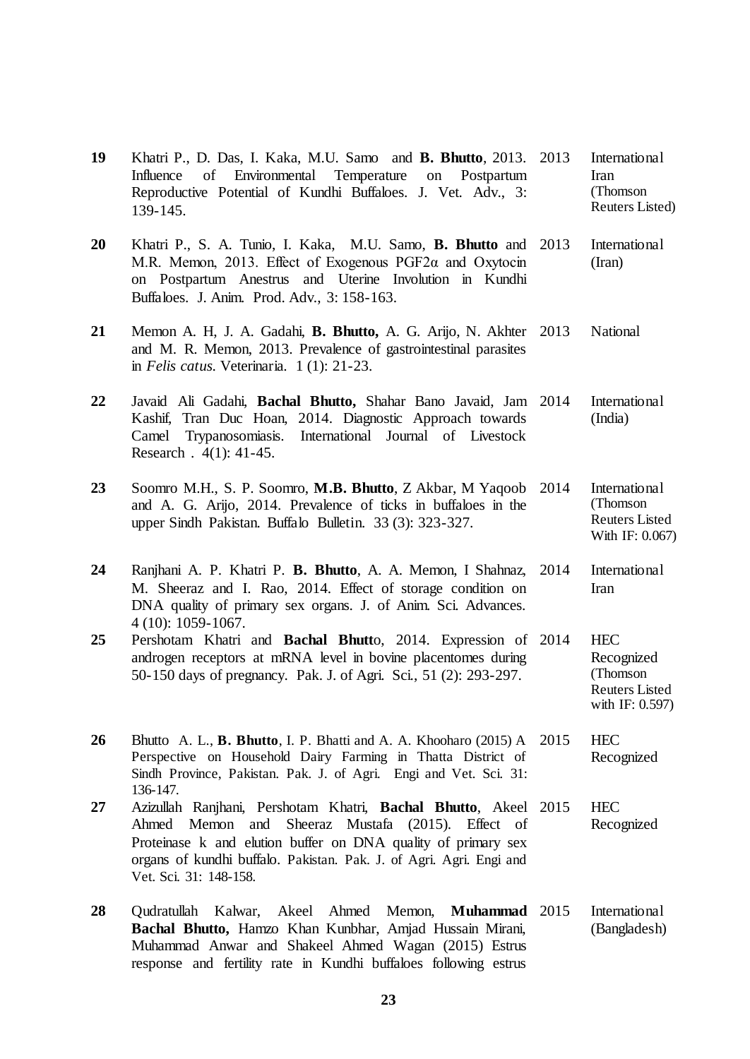| | | | |
|---|---|---|---|
| **19** | Khatri P., D. Das, I. Kaka, M.U. Samo and **B. Bhutto**, 2013. Influence of Environmental Temperature on Postpartum Reproductive Potential of Kundhi Buffaloes. J. Vet. Adv., 3: 139-145. | 2013 | International Iran (Thomson Reuters Listed) |
| **20** | Khatri P., S. A. Tunio, I. Kaka, M.U. Samo, **B. Bhutto** and M.R. Memon, 2013. Effect of Exogenous PGF2α and Oxytocin on Postpartum Anestrus and Uterine Involution in Kundhi Buffaloes. J. Anim. Prod. Adv., 3: 158-163. | 2013 | International (Iran) |
| **21** | Memon A. H, J. A. Gadahi, **B. Bhutto,** A. G. Arijo, N. Akhter and M. R. Memon, 2013. Prevalence of gastrointestinal parasites in *Felis catus*. Veterinaria. 1 (1): 21-23. | 2013 | National |
| **22** | Javaid Ali Gadahi, **Bachal Bhutto,** Shahar Bano Javaid, Jam Kashif, Tran Duc Hoan, 2014. Diagnostic Approach towards Camel Trypanosomiasis. International Journal of Livestock Research . 4(1): 41-45. | 2014 | International (India) |
| **23** | Soomro M.H., S. P. Soomro, **M.B. Bhutto**, Z Akbar, M Yaqoob and A. G. Arijo, 2014. Prevalence of ticks in buffaloes in the upper Sindh Pakistan. Buffalo Bulletin. 33 (3): 323-327. | 2014 | International (Thomson Reuters Listed With IF: 0.067) |
| **24** | Ranjhani A. P. Khatri P. **B. Bhutto**, A. A. Memon, I Shahnaz, M. Sheeraz and I. Rao, 2014. Effect of storage condition on DNA quality of primary sex organs. J. of Anim. Sci. Advances. 4 (10): 1059-1067. | 2014 | International Iran |
| **25** | Pershotam Khatri and **Bachal Bhutt**o, 2014. Expression of androgen receptors at mRNA level in bovine placentomes during 50-150 days of pregnancy. Pak. J. of Agri. Sci., 51 (2): 293-297. | 2014 | HEC Recognized (Thomson Reuters Listed with IF: 0.597) |
| **26** | Bhutto A. L., **B. Bhutto**, I. P. Bhatti and A. A. Khooharo (2015) A Perspective on Household Dairy Farming in Thatta District of Sindh Province, Pakistan. Pak. J. of Agri. Engi and Vet. Sci. 31: 136-147. | 2015 | HEC Recognized |
| **27** | Azizullah Ranjhani, Pershotam Khatri, **Bachal Bhutto**, Akeel Ahmed Memon and Sheeraz Mustafa (2015). Effect of Proteinase k and elution buffer on DNA quality of primary sex organs of kundhi buffalo. Pakistan. Pak. J. of Agri. Agri. Engi and Vet. Sci. 31: 148-158. | 2015 | HEC Recognized |
| **28** | Qudratullah Kalwar, Akeel Ahmed Memon, **Muhammad Bachal Bhutto,** Hamzo Khan Kunbhar, Amjad Hussain Mirani, Muhammad Anwar and Shakeel Ahmed Wagan (2015) Estrus response and fertility rate in Kundhi buffaloes following estrus | 2015 | International (Bangladesh) |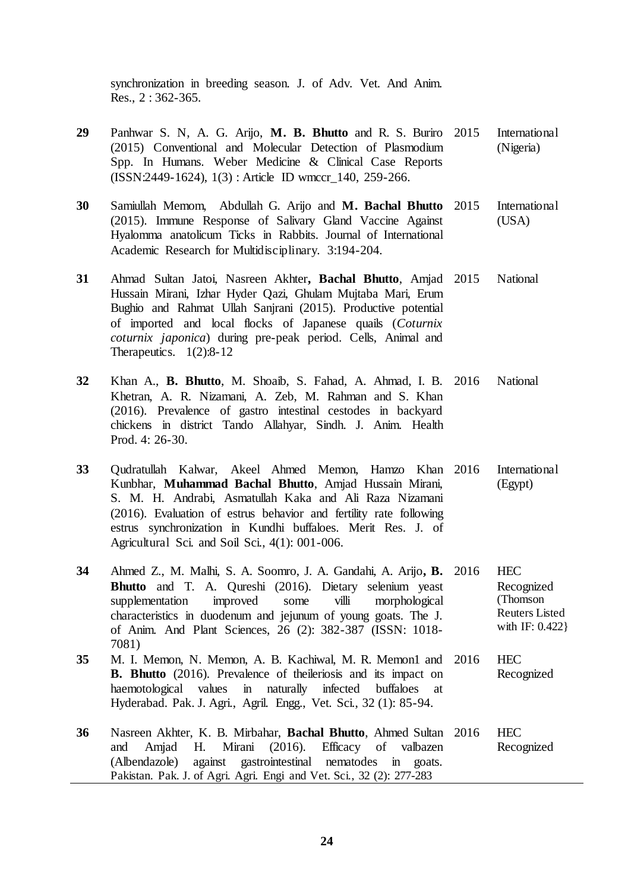| | | | |
|---|---|---|---|
| | synchronization in breeding season. J. of Adv. Vet. And Anim. Res., 2 : 362-365. | | |
| **29** | Panhwar S. N, A. G. Arijo, **M. B. Bhutto** and R. S. Buriro (2015) Conventional and Molecular Detection of Plasmodium Spp. In Humans. Weber Medicine & Clinical Case Reports (ISSN:2449-1624), 1(3) : Article ID wmccr_140, 259-266. | 2015 | International (Nigeria) |
| **30** | Samiullah Memom, Abdullah G. Arijo and **M. Bachal Bhutto** (2015). Immune Response of Salivary Gland Vaccine Against Hyalomma anatolicum Ticks in Rabbits. Journal of International Academic Research for Multidisciplinary. 3:194-204. | 2015 | International (USA) |
| **31** | Ahmad Sultan Jatoi, Nasreen Akhter**, Bachal Bhutto**, Amjad Hussain Mirani, Izhar Hyder Qazi, Ghulam Mujtaba Mari, Erum Bughio and Rahmat Ullah Sanjrani (2015). Productive potential of imported and local flocks of Japanese quails (*Coturnix coturnix japonica*) during pre-peak period. Cells, Animal and Therapeutics. 1(2):8-12 | 2015 | National |
| **32** | Khan A., **B. Bhutto**, M. Shoaib, S. Fahad, A. Ahmad, I. B. Khetran, A. R. Nizamani, A. Zeb, M. Rahman and S. Khan (2016). Prevalence of gastro intestinal cestodes in backyard chickens in district Tando Allahyar, Sindh. J. Anim. Health Prod. 4: 26-30. | 2016 | National |
| **33** | Qudratullah Kalwar, Akeel Ahmed Memon, Hamzo Khan Kunbhar, **Muhammad Bachal Bhutto**, Amjad Hussain Mirani, S. M. H. Andrabi, Asmatullah Kaka and Ali Raza Nizamani (2016). Evaluation of estrus behavior and fertility rate following estrus synchronization in Kundhi buffaloes. Merit Res. J. of Agricultural Sci. and Soil Sci., 4(1): 001-006. | 2016 | International (Egypt) |
| **34** | Ahmed Z., M. Malhi, S. A. Soomro, J. A. Gandahi, A. Arijo**, B. Bhutto** and T. A. Qureshi (2016). Dietary selenium yeast supplementation improved some villi morphological characteristics in duodenum and jejunum of young goats. The J. of Anim. And Plant Sciences, 26 (2): 382-387 (ISSN: 1018-7081) | 2016 | HEC Recognized (Thomson Reuters Listed with IF: 0.422} |
| **35** | M. I. Memon, N. Memon, A. B. Kachiwal, M. R. Memon1 and **B. Bhutto** (2016). Prevalence of theileriosis and its impact on haemotological values in naturally infected buffaloes at Hyderabad. Pak. J. Agri., Agril. Engg., Vet. Sci., 32 (1): 85-94. | 2016 | HEC Recognized |
| **36** | Nasreen Akhter, K. B. Mirbahar, **Bachal Bhutto**, Ahmed Sultan and Amjad H. Mirani (2016). Efficacy of valbazen (Albendazole) against gastrointestinal nematodes in goats. Pakistan. Pak. J. of Agri. Agri. Engi and Vet. Sci., 32 (2): 277-283 | 2016 | HEC Recognized |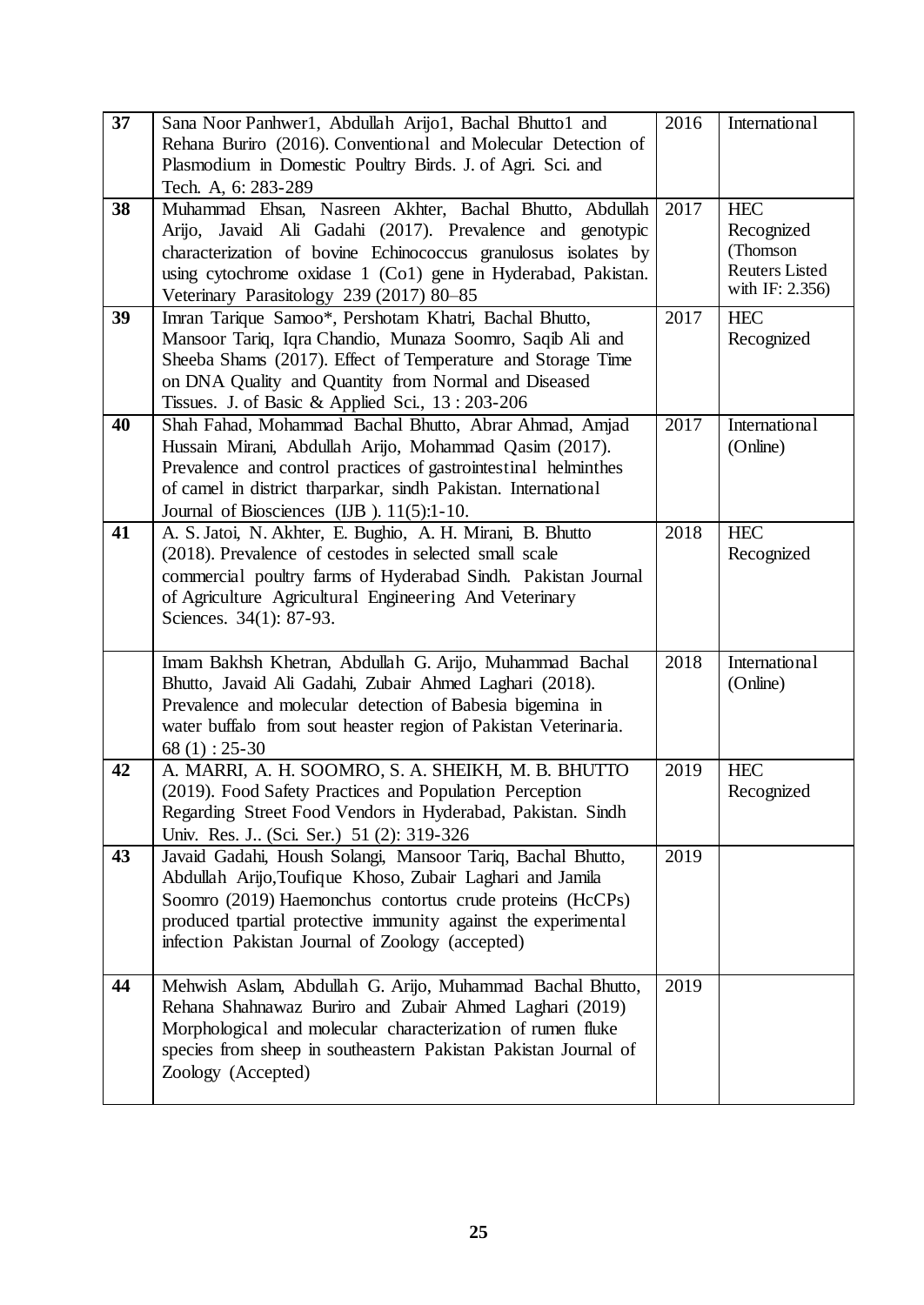| 37 | Sana Noor Panhwer1, Abdullah Arijo1, Bachal Bhutto1 and Rehana Buriro (2016). Conventional and Molecular Detection of Plasmodium in Domestic Poultry Birds. J. of Agri. Sci. and Tech. A, 6: 283-289 | 2016 | International |
|---|---|---|---|
| 38 | Muhammad Ehsan, Nasreen Akhter, Bachal Bhutto, Abdullah Arijo, Javaid Ali Gadahi (2017). Prevalence and genotypic characterization of bovine Echinococcus granulosus isolates by using cytochrome oxidase 1 (Co1) gene in Hyderabad, Pakistan. Veterinary Parasitology 239 (2017) 80–85 | 2017 | HEC Recognized (Thomson Reuters Listed with IF: 2.356) |
| 39 | Imran Tarique Samoo*, Pershotam Khatri, Bachal Bhutto, Mansoor Tariq, Iqra Chandio, Munaza Soomro, Saqib Ali and Sheeba Shams (2017). Effect of Temperature and Storage Time on DNA Quality and Quantity from Normal and Diseased Tissues. J. of Basic & Applied Sci., 13 : 203-206 | 2017 | HEC Recognized |
| 40 | Shah Fahad, Mohammad Bachal Bhutto, Abrar Ahmad, Amjad Hussain Mirani, Abdullah Arijo, Mohammad Qasim (2017). Prevalence and control practices of gastrointestinal helminthes of camel in district tharparkar, sindh Pakistan. International Journal of Biosciences (IJB ). 11(5):1-10. | 2017 | International (Online) |
| 41 | A. S. Jatoi, N. Akhter, E. Bughio, A. H. Mirani, B. Bhutto (2018). Prevalence of cestodes in selected small scale commercial poultry farms of Hyderabad Sindh. Pakistan Journal of Agriculture Agricultural Engineering And Veterinary Sciences. 34(1): 87-93. | 2018 | HEC Recognized |
| | Imam Bakhsh Khetran, Abdullah G. Arijo, Muhammad Bachal Bhutto, Javaid Ali Gadahi, Zubair Ahmed Laghari (2018). Prevalence and molecular detection of Babesia bigemina in water buffalo from sout heaster region of Pakistan Veterinaria. 68 (1) : 25-30 | 2018 | International (Online) |
| 42 | A. MARRI, A. H. SOOMRO, S. A. SHEIKH, M. B. BHUTTO (2019). Food Safety Practices and Population Perception Regarding Street Food Vendors in Hyderabad, Pakistan. Sindh Univ. Res. J.. (Sci. Ser.) 51 (2): 319-326 | 2019 | HEC Recognized |
| 43 | Javaid Gadahi, Housh Solangi, Mansoor Tariq, Bachal Bhutto, Abdullah Arijo,Toufique Khoso, Zubair Laghari and Jamila Soomro (2019) Haemonchus contortus crude proteins (HcCPs) produced tpartial protective immunity against the experimental infection Pakistan Journal of Zoology (accepted) | 2019 | |
| 44 | Mehwish Aslam, Abdullah G. Arijo, Muhammad Bachal Bhutto, Rehana Shahnawaz Buriro and Zubair Ahmed Laghari (2019) Morphological and molecular characterization of rumen fluke species from sheep in southeastern Pakistan Pakistan Journal of Zoology (Accepted) | 2019 | |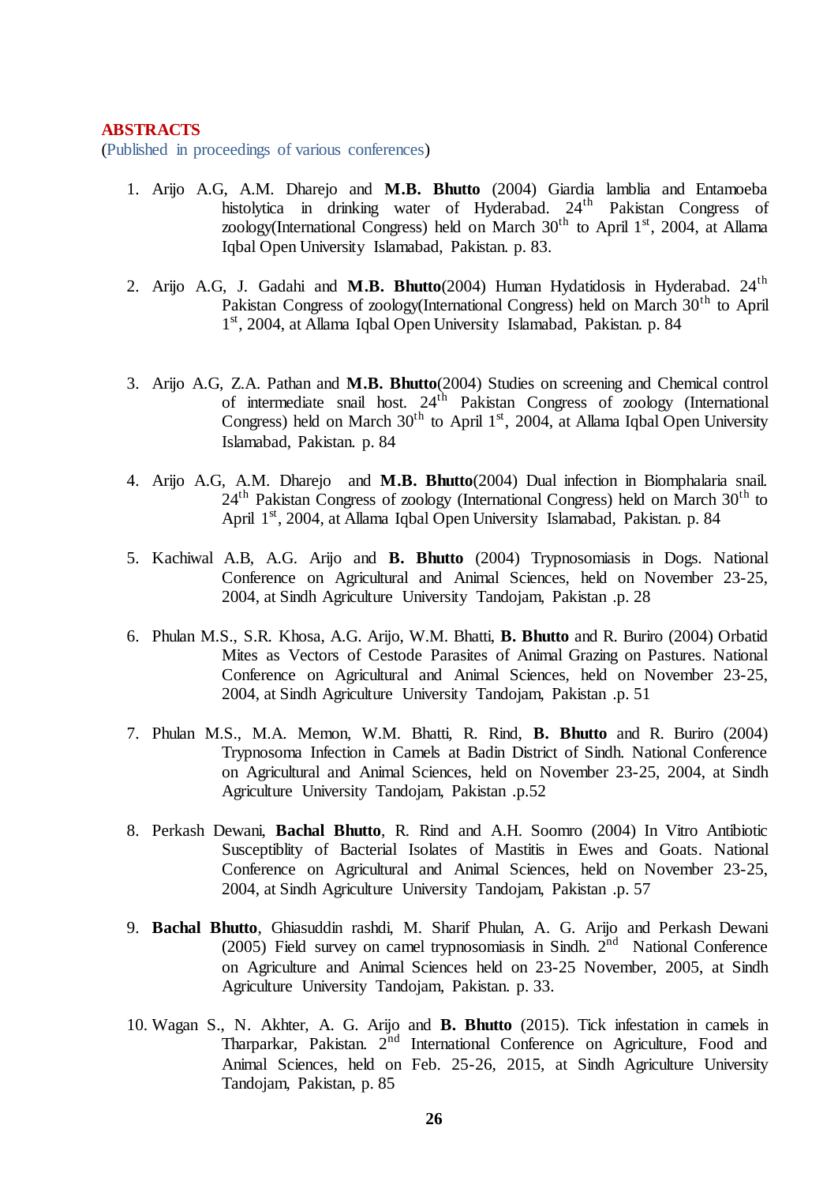**ABSTRACTS**

(Published in proceedings of various conferences)

1. Arijo A.G, A.M. Dharejo and **M.B. Bhutto** (2004) Giardia lamblia and Entamoeba histolytica in drinking water of Hyderabad. 24th Pakistan Congress of zoology(International Congress) held on March 30th to April 1st, 2004, at Allama Iqbal Open University Islamabad, Pakistan. p. 83.

2. Arijo A.G, J. Gadahi and **M.B. Bhutto**(2004) Human Hydatidosis in Hyderabad. 24th Pakistan Congress of zoology(International Congress) held on March 30th to April 1st, 2004, at Allama Iqbal Open University Islamabad, Pakistan. p. 84

3. Arijo A.G, Z.A. Pathan and **M.B. Bhutto**(2004) Studies on screening and Chemical control of intermediate snail host. 24th Pakistan Congress of zoology (International Congress) held on March 30th to April 1st, 2004, at Allama Iqbal Open University Islamabad, Pakistan. p. 84

4. Arijo A.G, A.M. Dharejo and **M.B. Bhutto**(2004) Dual infection in Biomphalaria snail. 24th Pakistan Congress of zoology (International Congress) held on March 30th to April 1st, 2004, at Allama Iqbal Open University Islamabad, Pakistan. p. 84

5. Kachiwal A.B, A.G. Arijo and **B. Bhutto** (2004) Trypnosomiasis in Dogs. National Conference on Agricultural and Animal Sciences, held on November 23-25, 2004, at Sindh Agriculture University Tandojam, Pakistan .p. 28

6. Phulan M.S., S.R. Khosa, A.G. Arijo, W.M. Bhatti, **B. Bhutto** and R. Buriro (2004) Orbatid Mites as Vectors of Cestode Parasites of Animal Grazing on Pastures. National Conference on Agricultural and Animal Sciences, held on November 23-25, 2004, at Sindh Agriculture University Tandojam, Pakistan .p. 51

7. Phulan M.S., M.A. Memon, W.M. Bhatti, R. Rind, **B. Bhutto** and R. Buriro (2004) Trypnosoma Infection in Camels at Badin District of Sindh. National Conference on Agricultural and Animal Sciences, held on November 23-25, 2004, at Sindh Agriculture University Tandojam, Pakistan .p.52

8. Perkash Dewani, **Bachal Bhutto**, R. Rind and A.H. Soomro (2004) In Vitro Antibiotic Susceptiblity of Bacterial Isolates of Mastitis in Ewes and Goats. National Conference on Agricultural and Animal Sciences, held on November 23-25, 2004, at Sindh Agriculture University Tandojam, Pakistan .p. 57

9. **Bachal Bhutto**, Ghiasuddin rashdi, M. Sharif Phulan, A. G. Arijo and Perkash Dewani (2005) Field survey on camel trypnosomiasis in Sindh. 2nd National Conference on Agriculture and Animal Sciences held on 23-25 November, 2005, at Sindh Agriculture University Tandojam, Pakistan. p. 33.

10. Wagan S., N. Akhter, A. G. Arijo and **B. Bhutto** (2015). Tick infestation in camels in Tharparkar, Pakistan. 2nd International Conference on Agriculture, Food and Animal Sciences, held on Feb. 25-26, 2015, at Sindh Agriculture University Tandojam, Pakistan, p. 85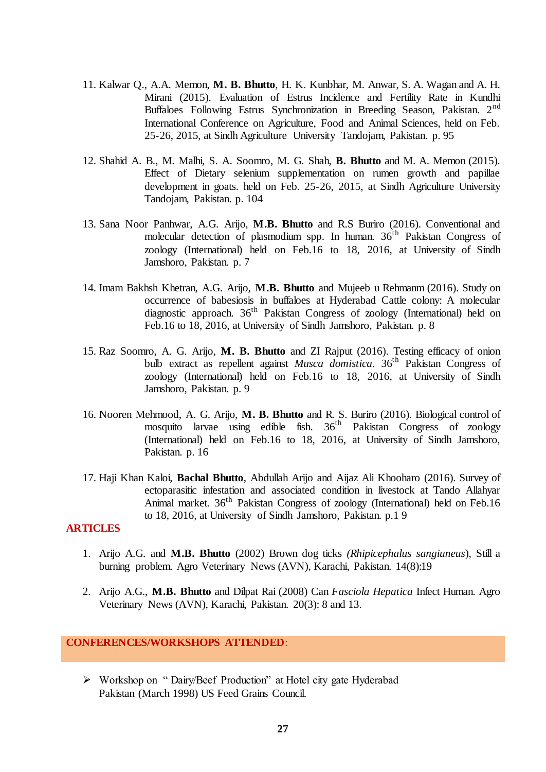11. Kalwar Q., A.A. Memon, **M. B. Bhutto**, H. K. Kunbhar, M. Anwar, S. A. Wagan and A. H. Mirani (2015). Evaluation of Estrus Incidence and Fertility Rate in Kundhi Buffaloes Following Estrus Synchronization in Breeding Season, Pakistan. 2nd International Conference on Agriculture, Food and Animal Sciences, held on Feb. 25-26, 2015, at Sindh Agriculture University Tandojam, Pakistan. p. 95

12. Shahid A. B., M. Malhi, S. A. Soomro, M. G. Shah, **B. Bhutto** and M. A. Memon (2015). Effect of Dietary selenium supplementation on rumen growth and papillae development in goats. held on Feb. 25-26, 2015, at Sindh Agriculture University Tandojam, Pakistan. p. 104

13. Sana Noor Panhwar, A.G. Arijo, **M.B. Bhutto** and R.S Buriro (2016). Conventional and molecular detection of plasmodium spp. In human. 36th Pakistan Congress of zoology (International) held on Feb.16 to 18, 2016, at University of Sindh Jamshoro, Pakistan. p. 7

14. Imam Bakhsh Khetran, A.G. Arijo, **M.B. Bhutto** and Mujeeb u Rehmanm (2016). Study on occurrence of babesiosis in buffaloes at Hyderabad Cattle colony: A molecular diagnostic approach. 36th Pakistan Congress of zoology (International) held on Feb.16 to 18, 2016, at University of Sindh Jamshoro, Pakistan. p. 8

15. Raz Soomro, A. G. Arijo, **M. B. Bhutto** and ZI Rajput (2016). Testing efficacy of onion bulb extract as repellent against *Musca domistica*. 36th Pakistan Congress of zoology (International) held on Feb.16 to 18, 2016, at University of Sindh Jamshoro, Pakistan. p. 9

16. Nooren Mehmood, A. G. Arijo, **M. B. Bhutto** and R. S. Buriro (2016). Biological control of mosquito larvae using edible fish. 36th Pakistan Congress of zoology (International) held on Feb.16 to 18, 2016, at University of Sindh Jamshoro, Pakistan. p. 16

17. Haji Khan Kaloi, **Bachal Bhutto**, Abdullah Arijo and Aijaz Ali Khooharo (2016). Survey of ectoparasitic infestation and associated condition in livestock at Tando Allahyar Animal market. 36th Pakistan Congress of zoology (International) held on Feb.16 to 18, 2016, at University of Sindh Jamshoro, Pakistan. p.1 9

## ARTICLES

1. Arijo A.G. and **M.B. Bhutto** (2002) Brown dog ticks *(Rhipicephalus sangiuneus*), Still a burning problem. Agro Veterinary News (AVN), Karachi, Pakistan. 14(8):19

2. Arijo A.G., **M.B. Bhutto** and Dilpat Rai (2008) Can *Fasciola Hepatica* Infect Human. Agro Veterinary News (AVN), Karachi, Pakistan. 20(3): 8 and 13.

## CONFERENCES/WORKSHOPS ATTENDED:

- Workshop on " Dairy/Beef Production" at Hotel city gate Hyderabad Pakistan (March 1998) US Feed Grains Council.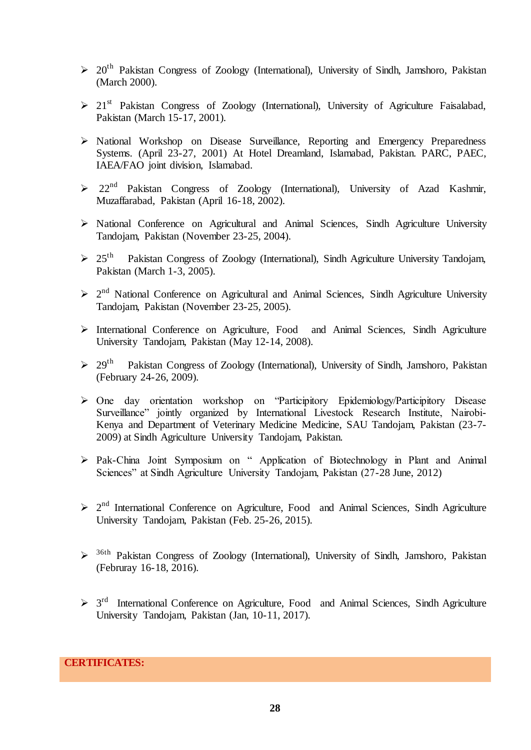- 20th Pakistan Congress of Zoology (International), University of Sindh, Jamshoro, Pakistan (March 2000).

- 21st Pakistan Congress of Zoology (International), University of Agriculture Faisalabad, Pakistan (March 15-17, 2001).

- National Workshop on Disease Surveillance, Reporting and Emergency Preparedness Systems. (April 23-27, 2001) At Hotel Dreamland, Islamabad, Pakistan. PARC, PAEC, IAEA/FAO joint division, Islamabad.

- 22nd Pakistan Congress of Zoology (International), University of Azad Kashmir, Muzaffarabad, Pakistan (April 16-18, 2002).

- National Conference on Agricultural and Animal Sciences, Sindh Agriculture University Tandojam, Pakistan (November 23-25, 2004).

- 25th Pakistan Congress of Zoology (International), Sindh Agriculture University Tandojam, Pakistan (March 1-3, 2005).

- 2nd National Conference on Agricultural and Animal Sciences, Sindh Agriculture University Tandojam, Pakistan (November 23-25, 2005).

- International Conference on Agriculture, Food and Animal Sciences, Sindh Agriculture University Tandojam, Pakistan (May 12-14, 2008).

- 29th Pakistan Congress of Zoology (International), University of Sindh, Jamshoro, Pakistan (February 24-26, 2009).

- One day orientation workshop on "Participitory Epidemiology/Participitory Disease Surveillance" jointly organized by International Livestock Research Institute, Nairobi-Kenya and Department of Veterinary Medicine Medicine, SAU Tandojam, Pakistan (23-7-2009) at Sindh Agriculture University Tandojam, Pakistan.

- Pak-China Joint Symposium on " Application of Biotechnology in Plant and Animal Sciences" at Sindh Agriculture University Tandojam, Pakistan (27-28 June, 2012)

- 2nd International Conference on Agriculture, Food and Animal Sciences, Sindh Agriculture University Tandojam, Pakistan (Feb. 25-26, 2015).

- 36th Pakistan Congress of Zoology (International), University of Sindh, Jamshoro, Pakistan (Februray 16-18, 2016).

- 3rd International Conference on Agriculture, Food and Animal Sciences, Sindh Agriculture University Tandojam, Pakistan (Jan, 10-11, 2017).

## CERTIFICATES: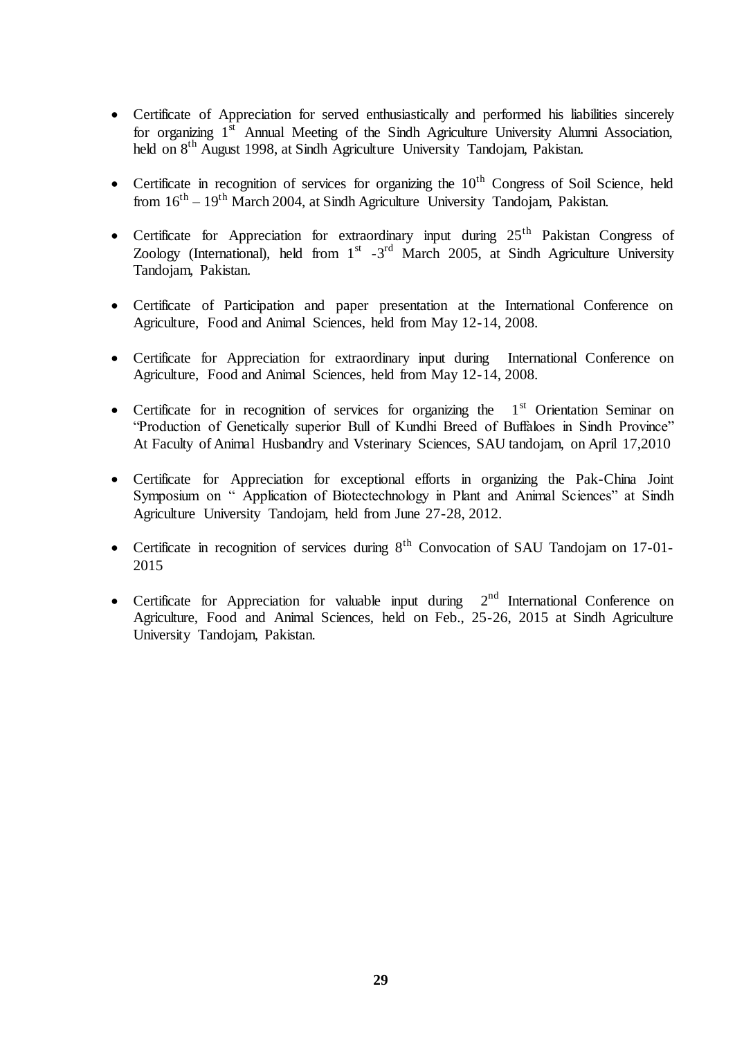- Certificate of Appreciation for served enthusiastically and performed his liabilities sincerely for organizing 1st Annual Meeting of the Sindh Agriculture University Alumni Association, held on 8th August 1998, at Sindh Agriculture University Tandojam, Pakistan.

- Certificate in recognition of services for organizing the 10th Congress of Soil Science, held from 16th – 19th March 2004, at Sindh Agriculture University Tandojam, Pakistan.

- Certificate for Appreciation for extraordinary input during 25th Pakistan Congress of Zoology (International), held from 1st -3rd March 2005, at Sindh Agriculture University Tandojam, Pakistan.

- Certificate of Participation and paper presentation at the International Conference on Agriculture, Food and Animal Sciences, held from May 12-14, 2008.

- Certificate for Appreciation for extraordinary input during International Conference on Agriculture, Food and Animal Sciences, held from May 12-14, 2008.

- Certificate for in recognition of services for organizing the 1st Orientation Seminar on "Production of Genetically superior Bull of Kundhi Breed of Buffaloes in Sindh Province" At Faculty of Animal Husbandry and Vsterinary Sciences, SAU tandojam, on April 17,2010

- Certificate for Appreciation for exceptional efforts in organizing the Pak-China Joint Symposium on " Application of Biotectechnology in Plant and Animal Sciences" at Sindh Agriculture University Tandojam, held from June 27-28, 2012.

- Certificate in recognition of services during 8th Convocation of SAU Tandojam on 17-01-2015

- Certificate for Appreciation for valuable input during 2nd International Conference on Agriculture, Food and Animal Sciences, held on Feb., 25-26, 2015 at Sindh Agriculture University Tandojam, Pakistan.